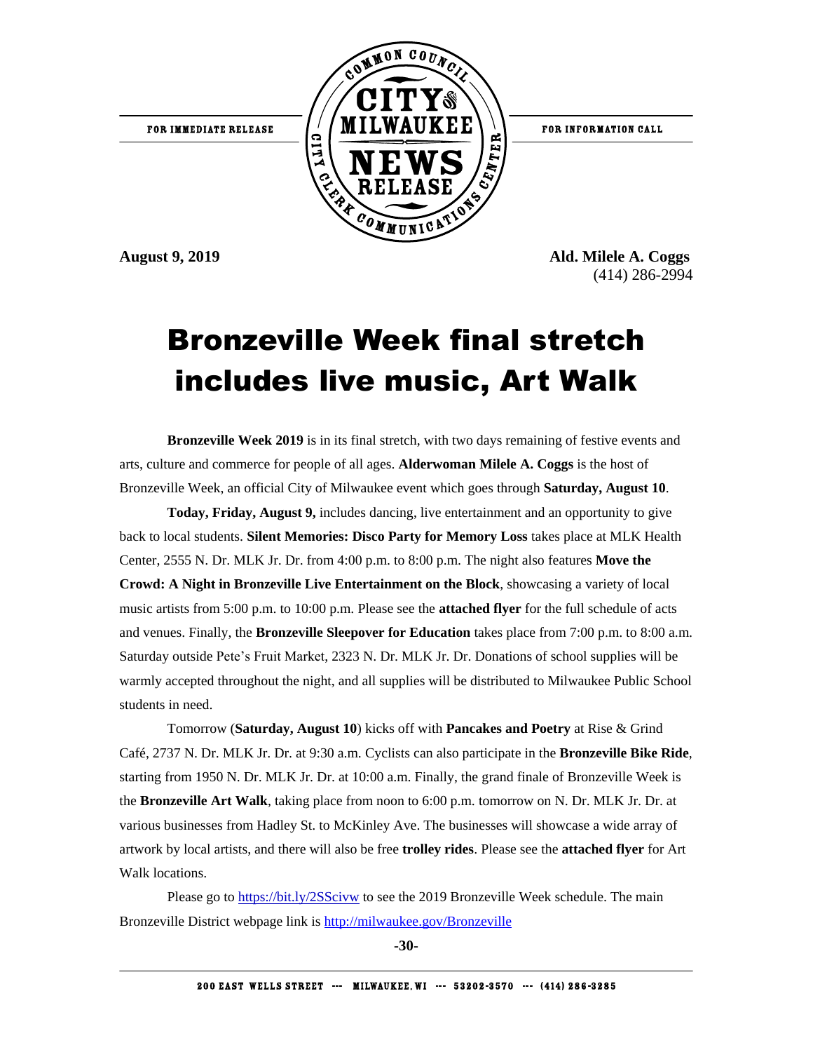FOR IMMEDIATE RELEASE

COMMON COUNCIL CITY OF MILWAUKEE NEWS RELEASE CITY CLERK COMMUNICATIONS CENTER

FOR INFORMATION CALL

**August 9, 2019**

**Ald. Milele A. Coggs**
(414) 286-2994

# Bronzeville Week final stretch includes live music, Art Walk

**Bronzeville Week 2019** is in its final stretch, with two days remaining of festive events and arts, culture and commerce for people of all ages. **Alderwoman Milele A. Coggs** is the host of Bronzeville Week, an official City of Milwaukee event which goes through **Saturday, August 10**.

**Today, Friday, August 9,** includes dancing, live entertainment and an opportunity to give back to local students. **Silent Memories: Disco Party for Memory Loss** takes place at MLK Health Center, 2555 N. Dr. MLK Jr. Dr. from 4:00 p.m. to 8:00 p.m. The night also features **Move the Crowd: A Night in Bronzeville Live Entertainment on the Block**, showcasing a variety of local music artists from 5:00 p.m. to 10:00 p.m. Please see the **attached flyer** for the full schedule of acts and venues. Finally, the **Bronzeville Sleepover for Education** takes place from 7:00 p.m. to 8:00 a.m. Saturday outside Pete's Fruit Market, 2323 N. Dr. MLK Jr. Dr. Donations of school supplies will be warmly accepted throughout the night, and all supplies will be distributed to Milwaukee Public School students in need.

Tomorrow (**Saturday, August 10**) kicks off with **Pancakes and Poetry** at Rise & Grind Café, 2737 N. Dr. MLK Jr. Dr. at 9:30 a.m. Cyclists can also participate in the **Bronzeville Bike Ride**, starting from 1950 N. Dr. MLK Jr. Dr. at 10:00 a.m. Finally, the grand finale of Bronzeville Week is the **Bronzeville Art Walk**, taking place from noon to 6:00 p.m. tomorrow on N. Dr. MLK Jr. Dr. at various businesses from Hadley St. to McKinley Ave. The businesses will showcase a wide array of artwork by local artists, and there will also be free **trolley rides**. Please see the **attached flyer** for Art Walk locations.

Please go to https://bit.ly/2SScivw to see the 2019 Bronzeville Week schedule. The main Bronzeville District webpage link is http://milwaukee.gov/Bronzeville

**-30-**

200 EAST WELLS STREET --- MILWAUKEE, WI --- 53202-3570 --- (414) 286-3285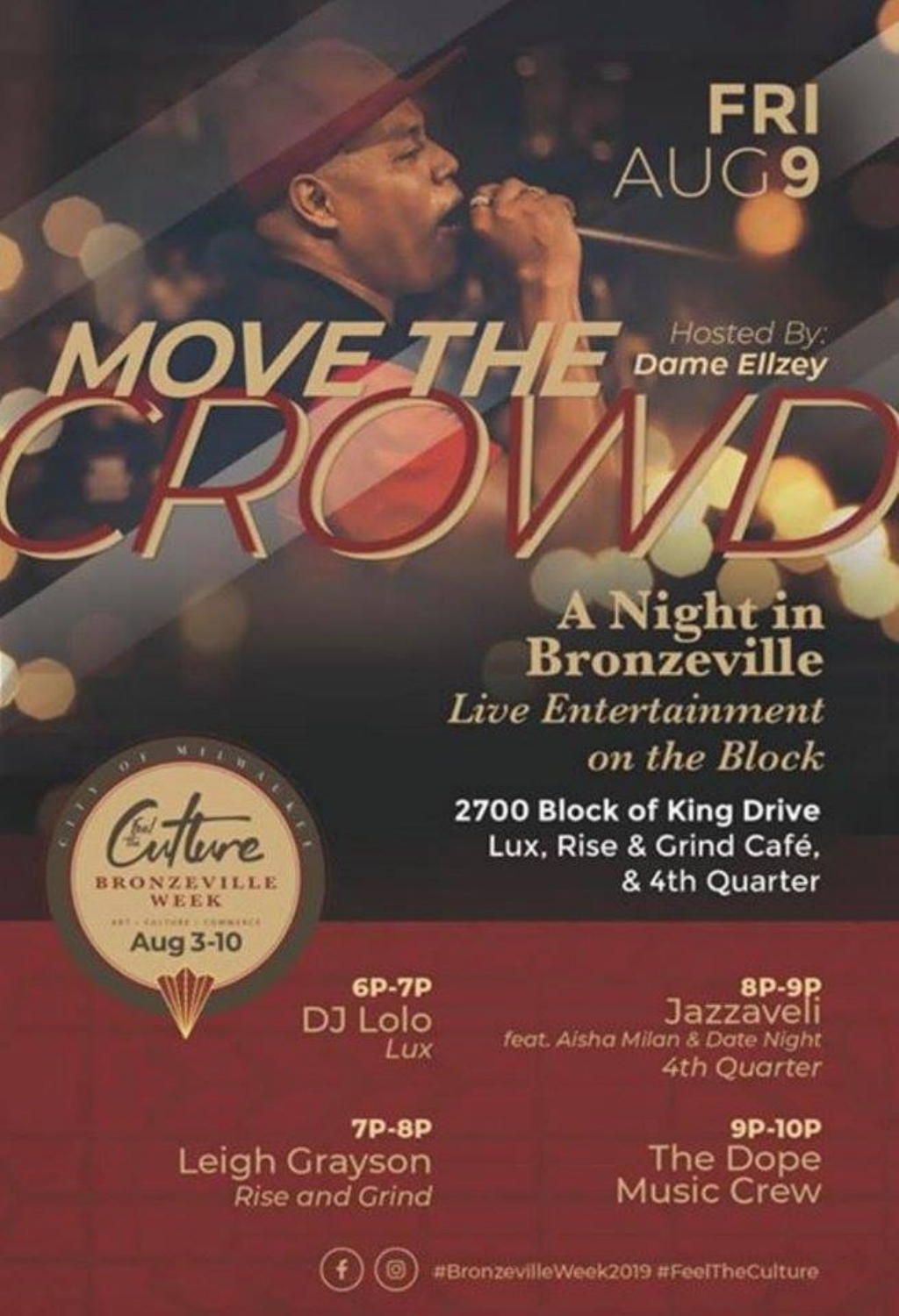# FRI AUG 9

# MOVE THE CROWD

Hosted By:
**Dame Ellzey**

## A Night in Bronzeville

*Live Entertainment on the Block*

**2700 Block of King Drive**
Lux, Rise & Grind Café, & 4th Quarter

City of Milwaukee
Feel the Culture
BRONZEVILLE WEEK
ART • CULTURE • COMMERCE
**Aug 3-10**

**6P-7P**
DJ Lolo
*Lux*

**7P-8P**
Leigh Grayson
*Rise and Grind*

**8P-9P**
Jazzaveli
*feat. Aisha Milan & Date Night*
*4th Quarter*

**9P-10P**
The Dope Music Crew

#BronzevilleWeek2019 #FeelTheCulture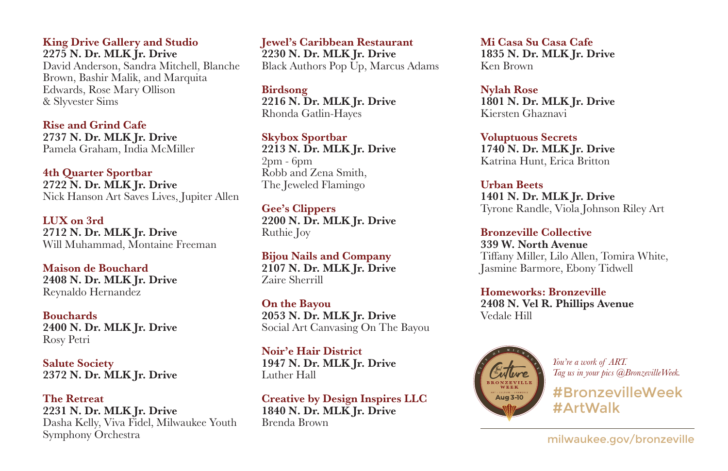**King Drive Gallery and Studio**
**2275 N. Dr. MLK Jr. Drive**
David Anderson, Sandra Mitchell, Blanche Brown, Bashir Malik, and Marquita Edwards, Rose Mary Ollison & Slyvester Sims

**Rise and Grind Cafe**
**2737 N. Dr. MLK Jr. Drive**
Pamela Graham, India McMiller

**4th Quarter Sportbar**
**2722 N. Dr. MLK Jr. Drive**
Nick Hanson Art Saves Lives, Jupiter Allen

**LUX on 3rd**
**2712 N. Dr. MLK Jr. Drive**
Will Muhammad, Montaine Freeman

**Maison de Bouchard**
**2408 N. Dr. MLK Jr. Drive**
Reynaldo Hernandez

**Bouchards**
**2400 N. Dr. MLK Jr. Drive**
Rosy Petri

**Salute Society**
**2372 N. Dr. MLK Jr. Drive**

**The Retreat**
**2231 N. Dr. MLK Jr. Drive**
Dasha Kelly, Viva Fidel, Milwaukee Youth Symphony Orchestra

**Jewel's Caribbean Restaurant**
**2230 N. Dr. MLK Jr. Drive**
Black Authors Pop Up, Marcus Adams

**Birdsong**
**2216 N. Dr. MLK Jr. Drive**
Rhonda Gatlin-Hayes

**Skybox Sportbar**
**2213 N. Dr. MLK Jr. Drive**
2pm - 6pm
Robb and Zena Smith, The Jeweled Flamingo

**Gee's Clippers**
**2200 N. Dr. MLK Jr. Drive**
Ruthie Joy

**Bijou Nails and Company**
**2107 N. Dr. MLK Jr. Drive**
Zaire Sherrill

**On the Bayou**
**2053 N. Dr. MLK Jr. Drive**
Social Art Canvasing On The Bayou

**Noir'e Hair District**
**1947 N. Dr. MLK Jr. Drive**
Luther Hall

**Creative by Design Inspires LLC**
**1840 N. Dr. MLK Jr. Drive**
Brenda Brown

**Mi Casa Su Casa Cafe**
**1835 N. Dr. MLK Jr. Drive**
Ken Brown

**Nylah Rose**
**1801 N. Dr. MLK Jr. Drive**
Kiersten Ghaznavi

**Voluptuous Secrets**
**1740 N. Dr. MLK Jr. Drive**
Katrina Hunt, Erica Britton

**Urban Beets**
**1401 N. Dr. MLK Jr. Drive**
Tyrone Randle, Viola Johnson Riley Art

**Bronzeville Collective**
**339 W. North Avenue**
Tiffany Miller, Lilo Allen, Tomira White, Jasmine Barmore, Ebony Tidwell

**Homeworks: Bronzeville**
**2408 N. Vel R. Phillips Avenue**
Vedale Hill

City of Milwaukee
Feel the Culture
BRONZEVILLE WEEK
Art • Culture • Commerce
Aug 3-10

*You're a work of ART.*
*Tag us in your pics @BronzevilleWeek.*

#BronzevilleWeek
#ArtWalk

milwaukee.gov/bronzeville